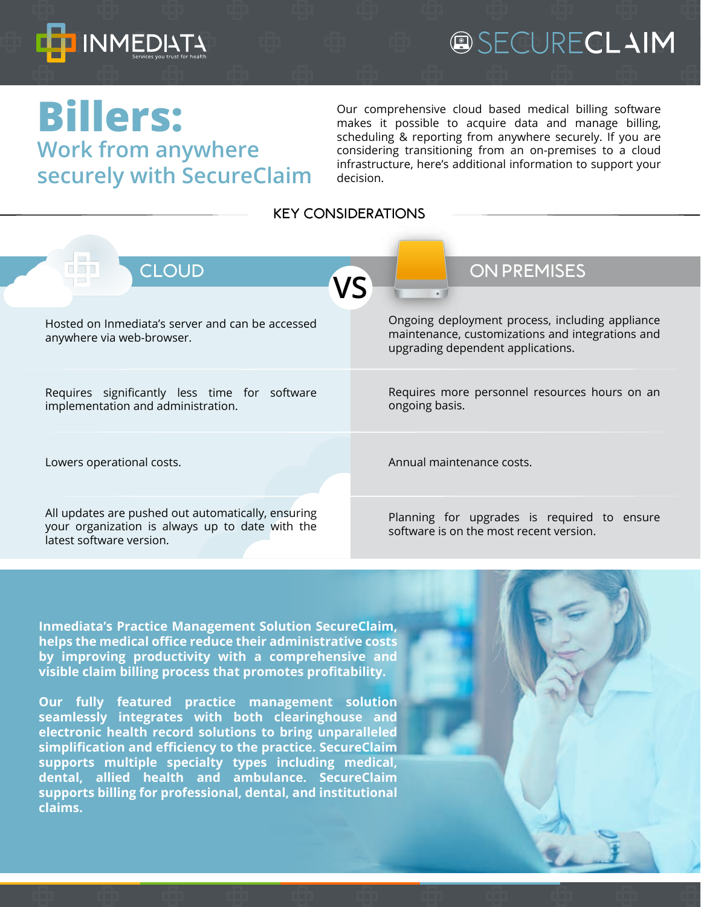INMEDIATA
Services you trust for health

SECURECLAIM

# Billers:

## Work from anywhere securely with SecureClaim

Our comprehensive cloud based medical billing software makes it possible to acquire data and manage billing, scheduling & reporting from anywhere securely. If you are considering transitioning from an on-premises to a cloud infrastructure, here's additional information to support your decision.

## KEY CONSIDERATIONS

| CLOUD | VS | ON PREMISES |
|---|---|---|
| Hosted on Inmediata's server and can be accessed anywhere via web-browser. | | Ongoing deployment process, including appliance maintenance, customizations and integrations and upgrading dependent applications. |
| Requires significantly less time for software implementation and administration. | | Requires more personnel resources hours on an ongoing basis. |
| Lowers operational costs. | | Annual maintenance costs. |
| All updates are pushed out automatically, ensuring your organization is always up to date with the latest software version. | | Planning for upgrades is required to ensure software is on the most recent version. |

**Inmediata's Practice Management Solution SecureClaim, helps the medical office reduce their administrative costs by improving productivity with a comprehensive and visible claim billing process that promotes profitability.**

**Our fully featured practice management solution seamlessly integrates with both clearinghouse and electronic health record solutions to bring unparalleled simplification and efficiency to the practice. SecureClaim supports multiple specialty types including medical, dental, allied health and ambulance. SecureClaim supports billing for professional, dental, and institutional claims.**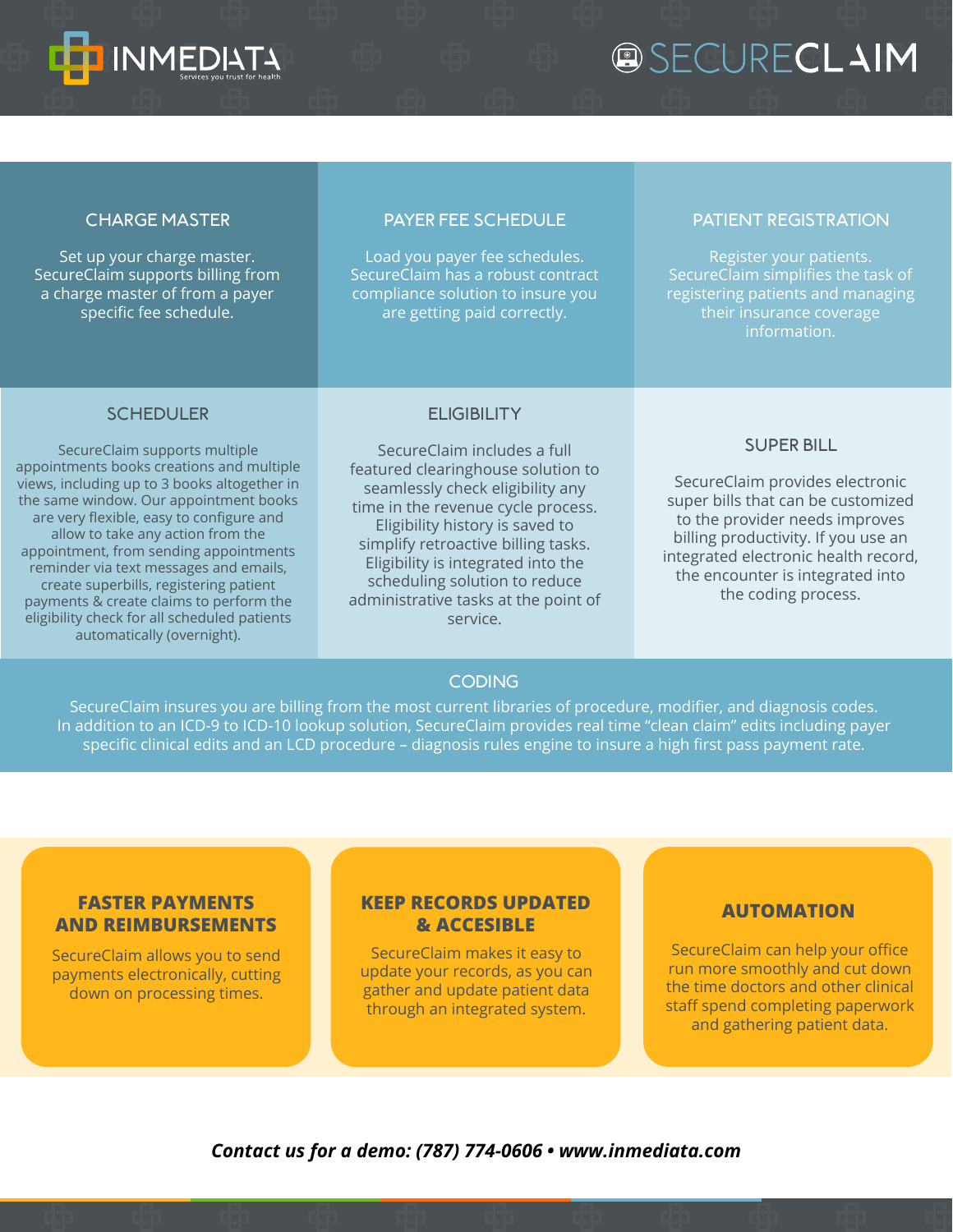INMEDIATA
Services you trust for health

SECURECLAIM

### CHARGE MASTER

Set up your charge master. SecureClaim supports billing from a charge master of from a payer specific fee schedule.

### PAYER FEE SCHEDULE

Load you payer fee schedules. SecureClaim has a robust contract compliance solution to insure you are getting paid correctly.

### PATIENT REGISTRATION

Register your patients. SecureClaim simplifies the task of registering patients and managing their insurance coverage information.

### SCHEDULER

SecureClaim supports multiple appointments books creations and multiple views, including up to 3 books altogether in the same window. Our appointment books are very flexible, easy to configure and allow to take any action from the appointment, from sending appointments reminder via text messages and emails, create superbills, registering patient payments & create claims to perform the eligibility check for all scheduled patients automatically (overnight).

### ELIGIBILITY

SecureClaim includes a full featured clearinghouse solution to seamlessly check eligibility any time in the revenue cycle process. Eligibility history is saved to simplify retroactive billing tasks. Eligibility is integrated into the scheduling solution to reduce administrative tasks at the point of service.

### SUPER BILL

SecureClaim provides electronic super bills that can be customized to the provider needs improves billing productivity. If you use an integrated electronic health record, the encounter is integrated into the coding process.

### CODING

SecureClaim insures you are billing from the most current libraries of procedure, modifier, and diagnosis codes. In addition to an ICD-9 to ICD-10 lookup solution, SecureClaim provides real time "clean claim" edits including payer specific clinical edits and an LCD procedure – diagnosis rules engine to insure a high first pass payment rate.

### FASTER PAYMENTS AND REIMBURSEMENTS

SecureClaim allows you to send payments electronically, cutting down on processing times.

### KEEP RECORDS UPDATED & ACCESIBLE

SecureClaim makes it easy to update your records, as you can gather and update patient data through an integrated system.

### AUTOMATION

SecureClaim can help your office run more smoothly and cut down the time doctors and other clinical staff spend completing paperwork and gathering patient data.

***Contact us for a demo: (787) 774-0606 • www.inmediata.com***